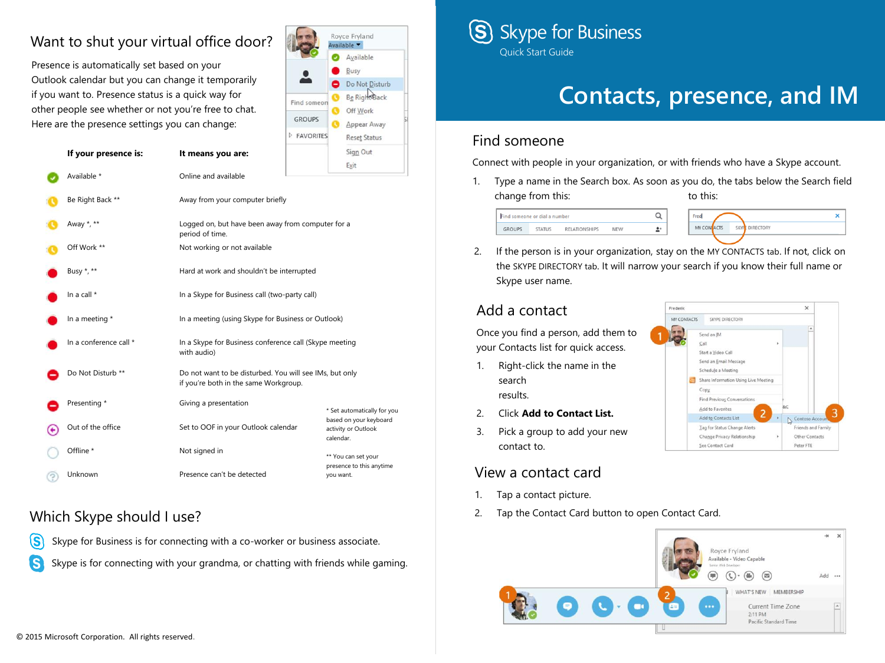# Skype for Business

Quick Start Guide

# Contacts, presence, and IM

## Want to shut your virtual office door?

Presence is automatically set based on your Outlook calendar but you can change it temporarily if you want to. Presence status is a quick way for other people see whether or not you're free to chat. Here are the presence settings you can change:

| If your presence is: | It means you are: |
|---|---|
| Available * | Online and available |
| Be Right Back ** | Away from your computer briefly |
| Away *, ** | Logged on, but have been away from computer for a period of time. |
| Off Work ** | Not working or not available |
| Busy *, ** | Hard at work and shouldn't be interrupted |
| In a call * | In a Skype for Business call (two-party call) |
| In a meeting * | In a meeting (using Skype for Business or Outlook) |
| In a conference call * | In a Skype for Business conference call (Skype meeting with audio) |
| Do Not Disturb ** | Do not want to be disturbed. You will see IMs, but only if you're both in the same Workgroup. |
| Presenting * | Giving a presentation |
| Out of the office | Set to OOF in your Outlook calendar |
| Offline * | Not signed in |
| Unknown | Presence can't be detected |

\* Set automatically for you based on your keyboard activity or Outlook calendar.

\*\* You can set your presence to this anytime you want.

## Which Skype should I use?

Skype for Business is for connecting with a co-worker or business associate.

Skype is for connecting with your grandma, or chatting with friends while gaming.

© 2015 Microsoft Corporation. All rights reserved.

## Find someone

Connect with people in your organization, or with friends who have a Skype account.

1. Type a name in the Search box. As soon as you do, the tabs below the Search field change from this: to this:
2. If the person is in your organization, stay on the MY CONTACTS tab. If not, click on the SKYPE DIRECTORY tab. It will narrow your search if you know their full name or Skype user name.

## Add a contact

Once you find a person, add them to your Contacts list for quick access.

1. Right-click the name in the search results.
2. Click **Add to Contact List.**
3. Pick a group to add your new contact to.

## View a contact card

1. Tap a contact picture.
2. Tap the Contact Card button to open Contact Card.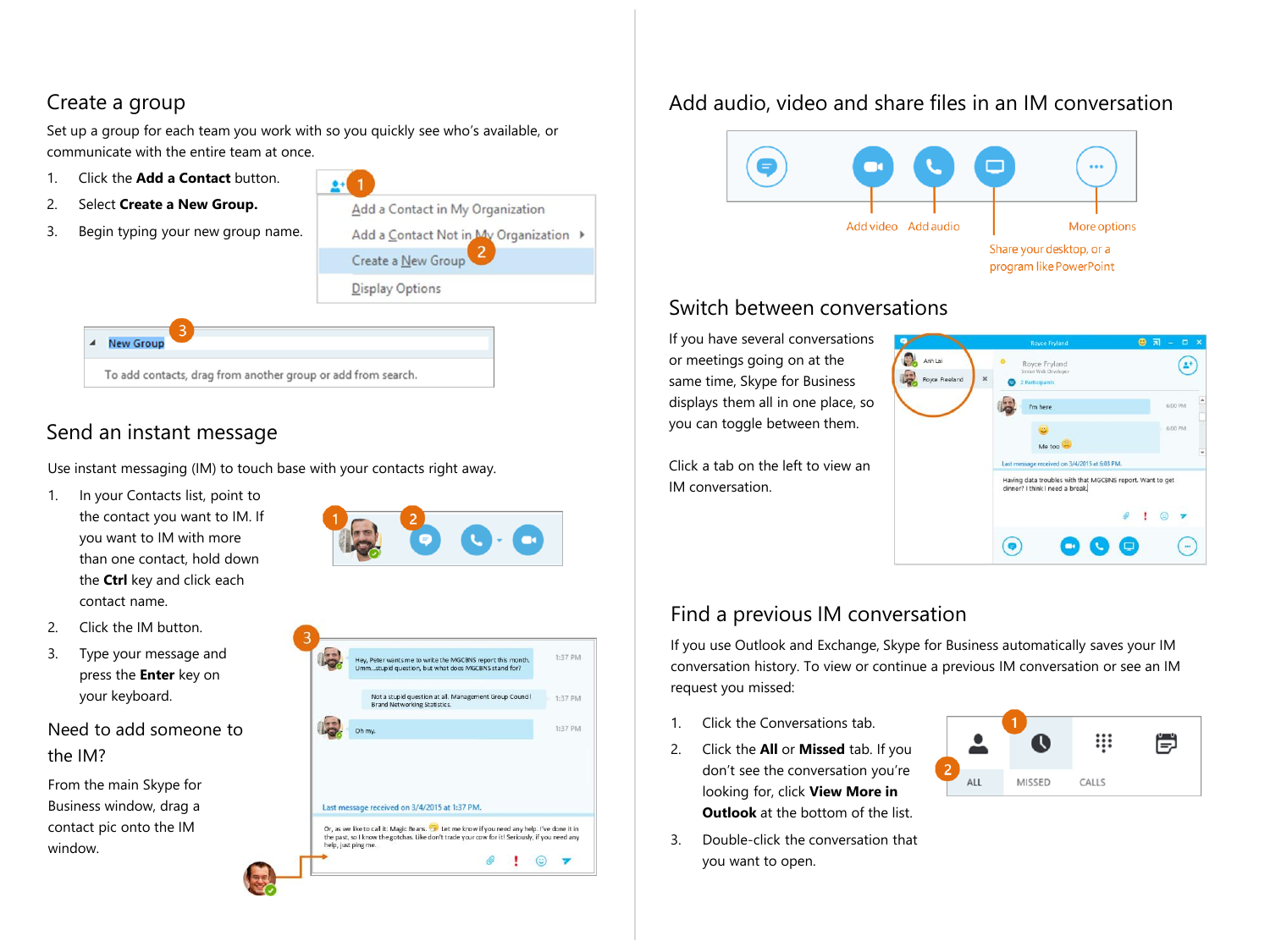## Create a group

Set up a group for each team you work with so you quickly see who's available, or communicate with the entire team at once.

1. Click the **Add a Contact** button.
2. Select **Create a New Group.**
3. Begin typing your new group name.

## Send an instant message

Use instant messaging (IM) to touch base with your contacts right away.

1. In your Contacts list, point to the contact you want to IM. If you want to IM with more than one contact, hold down the **Ctrl** key and click each contact name.
2. Click the IM button.
3. Type your message and press the **Enter** key on your keyboard.

### Need to add someone to the IM?

From the main Skype for Business window, drag a contact pic onto the IM window.

## Add audio, video and share files in an IM conversation

Add video

Add audio

Share your desktop, or a program like PowerPoint

More options

## Switch between conversations

If you have several conversations or meetings going on at the same time, Skype for Business displays them all in one place, so you can toggle between them.

Click a tab on the left to view an IM conversation.

## Find a previous IM conversation

If you use Outlook and Exchange, Skype for Business automatically saves your IM conversation history. To view or continue a previous IM conversation or see an IM request you missed:

1. Click the Conversations tab.
2. Click the **All** or **Missed** tab. If you don't see the conversation you're looking for, click **View More in Outlook** at the bottom of the list.
3. Double-click the conversation that you want to open.